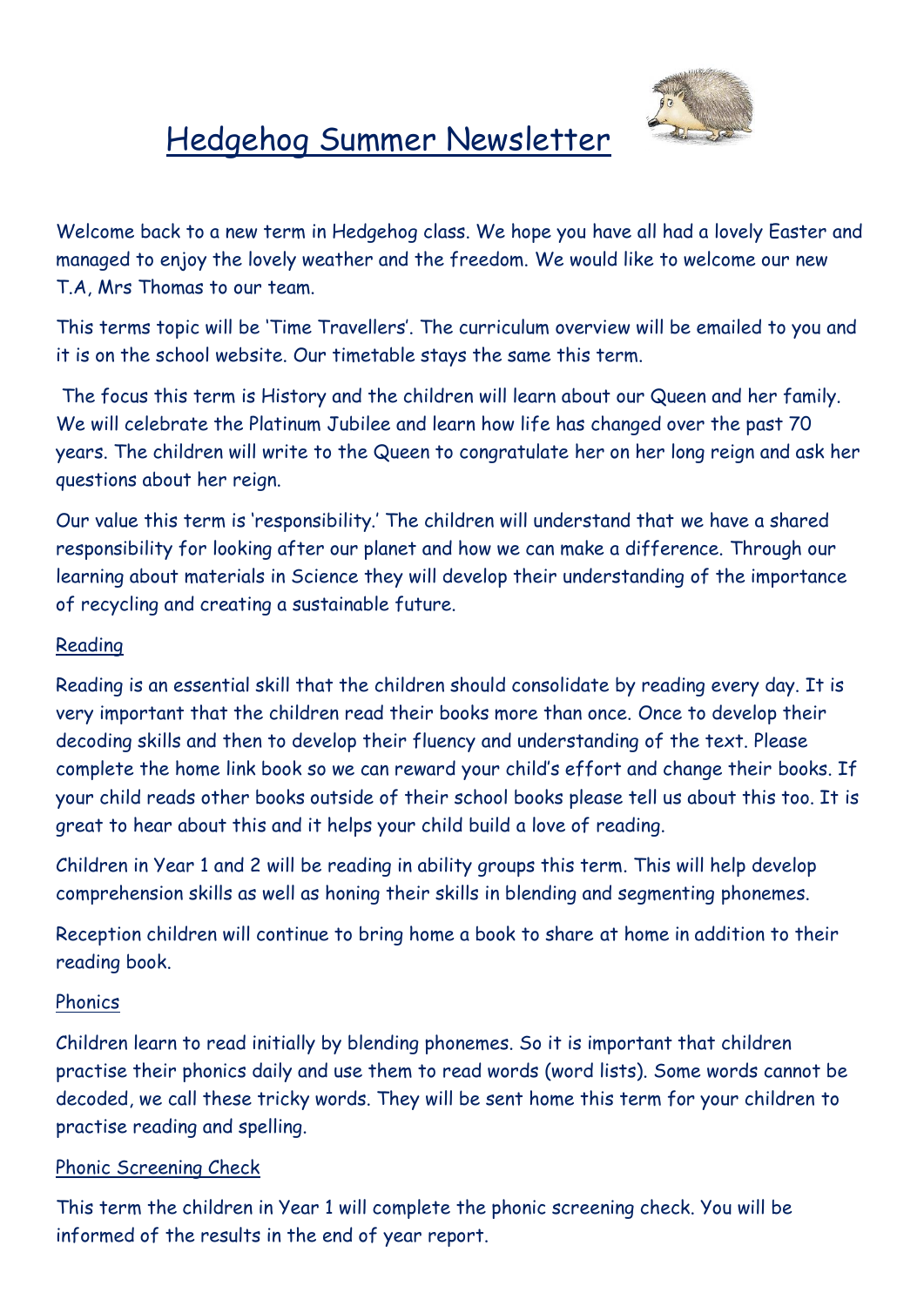# Hedgehog Summer Newsletter

Welcome back to a new term in Hedgehog class. We hope you have all had a lovely Easter and managed to enjoy the lovely weather and the freedom. We would like to welcome our new T.A, Mrs Thomas to our team.

This terms topic will be 'Time Travellers'. The curriculum overview will be emailed to you and it is on the school website. Our timetable stays the same this term.

The focus this term is History and the children will learn about our Queen and her family. We will celebrate the Platinum Jubilee and learn how life has changed over the past 70 years. The children will write to the Queen to congratulate her on her long reign and ask her questions about her reign.

Our value this term is 'responsibility.' The children will understand that we have a shared responsibility for looking after our planet and how we can make a difference. Through our learning about materials in Science they will develop their understanding of the importance of recycling and creating a sustainable future.

## Reading

Reading is an essential skill that the children should consolidate by reading every day. It is very important that the children read their books more than once. Once to develop their decoding skills and then to develop their fluency and understanding of the text. Please complete the home link book so we can reward your child's effort and change their books. If your child reads other books outside of their school books please tell us about this too. It is great to hear about this and it helps your child build a love of reading.

Children in Year 1 and 2 will be reading in ability groups this term. This will help develop comprehension skills as well as honing their skills in blending and segmenting phonemes.

Reception children will continue to bring home a book to share at home in addition to their reading book.

## Phonics

Children learn to read initially by blending phonemes. So it is important that children practise their phonics daily and use them to read words (word lists). Some words cannot be decoded, we call these tricky words. They will be sent home this term for your children to practise reading and spelling.

## Phonic Screening Check

This term the children in Year 1 will complete the phonic screening check. You will be informed of the results in the end of year report.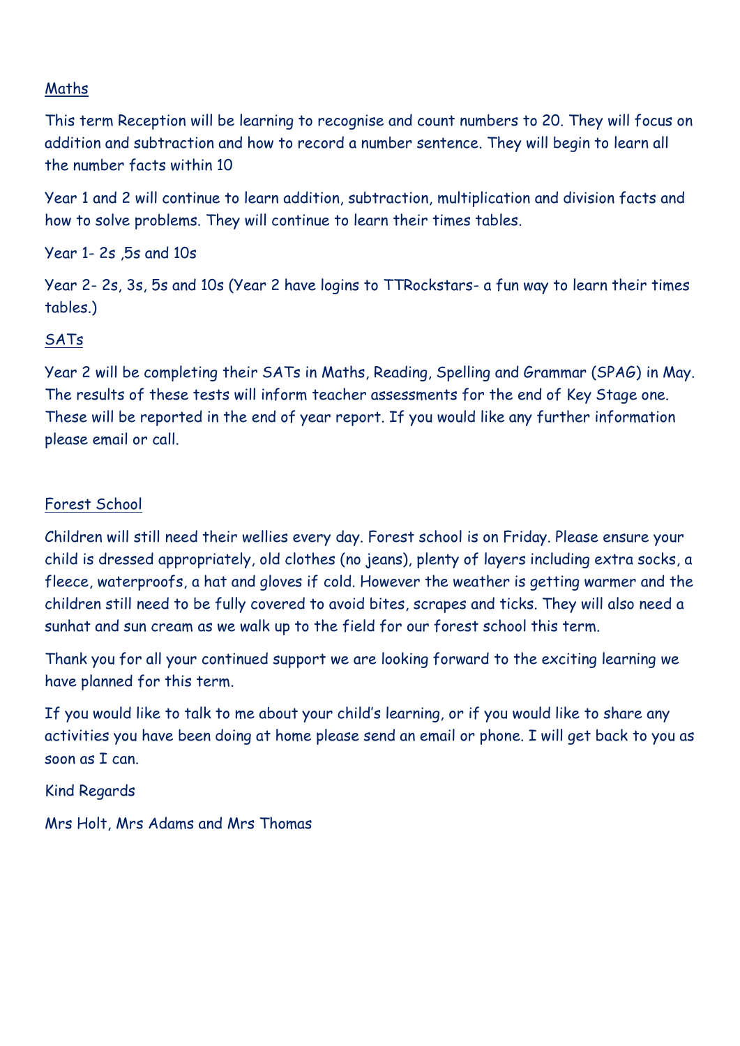## Maths

This term Reception will be learning to recognise and count numbers to 20. They will focus on addition and subtraction and how to record a number sentence. They will begin to learn all the number facts within 10

Year 1 and 2 will continue to learn addition, subtraction, multiplication and division facts and how to solve problems. They will continue to learn their times tables.

Year 1- 2s ,5s and 10s

Year 2- 2s, 3s, 5s and 10s (Year 2 have logins to TTRockstars- a fun way to learn their times tables.)

## SATs

Year 2 will be completing their SATs in Maths, Reading, Spelling and Grammar (SPAG) in May. The results of these tests will inform teacher assessments for the end of Key Stage one. These will be reported in the end of year report. If you would like any further information please email or call.

## Forest School

Children will still need their wellies every day. Forest school is on Friday. Please ensure your child is dressed appropriately, old clothes (no jeans), plenty of layers including extra socks, a fleece, waterproofs, a hat and gloves if cold. However the weather is getting warmer and the children still need to be fully covered to avoid bites, scrapes and ticks. They will also need a sunhat and sun cream as we walk up to the field for our forest school this term.

Thank you for all your continued support we are looking forward to the exciting learning we have planned for this term.

If you would like to talk to me about your child's learning, or if you would like to share any activities you have been doing at home please send an email or phone. I will get back to you as soon as I can.

Kind Regards

Mrs Holt, Mrs Adams and Mrs Thomas